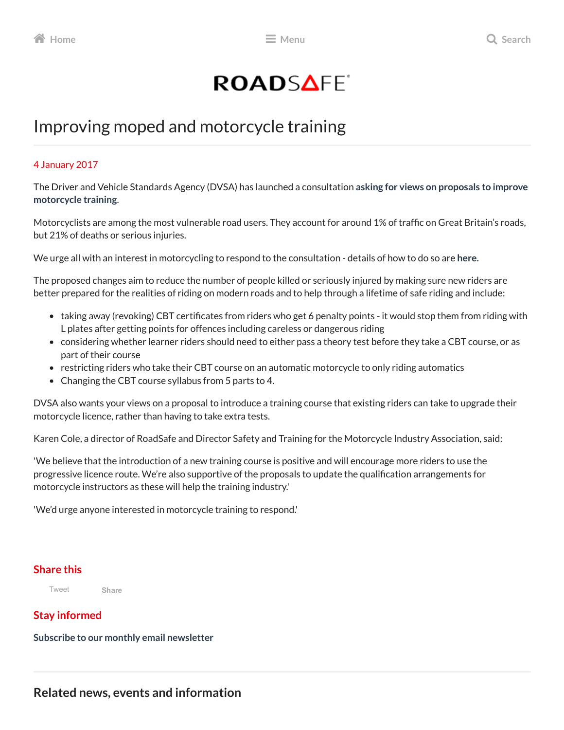# Improving moped and motorcycle training

4 January 2017

The Driver and Vehicle Standards Agency (DVSA) has launched a consultation **asking for views on proposals to improve motorcycle training**.

Motorcyclists are among the most vulnerable road users. They account for around 1% of traffic on Great Britain's roads, but 21% of deaths or serious injuries.

We urge all with an interest in motorcycling to respond to the consultation - details of how to do so are **here.**

The proposed changes aim to reduce the number of people killed or seriously injured by making sure new riders are better prepared for the realities of riding on modern roads and to help through a lifetime of safe riding and include:

- taking away (revoking) CBT certificates from riders who get 6 penalty points - it would stop them from riding with L plates after getting points for offences including careless or dangerous riding
- considering whether learner riders should need to either pass a theory test before they take a CBT course, or as part of their course
- restricting riders who take their CBT course on an automatic motorcycle to only riding automatics
- Changing the CBT course syllabus from 5 parts to 4.

DVSA also wants your views on a proposal to introduce a training course that existing riders can take to upgrade their motorcycle licence, rather than having to take extra tests.

Karen Cole, a director of RoadSafe and Director Safety and Training for the Motorcycle Industry Association, said:

'We believe that the introduction of a new training course is positive and will encourage more riders to use the progressive licence route. We're also supportive of the proposals to update the qualification arrangements for motorcycle instructors as these will help the training industry.'

'We'd urge anyone interested in motorcycle training to respond.'

## Share this

Tweet Share

## Stay informed

**Subscribe to our monthly email newsletter**

## Related news, events and information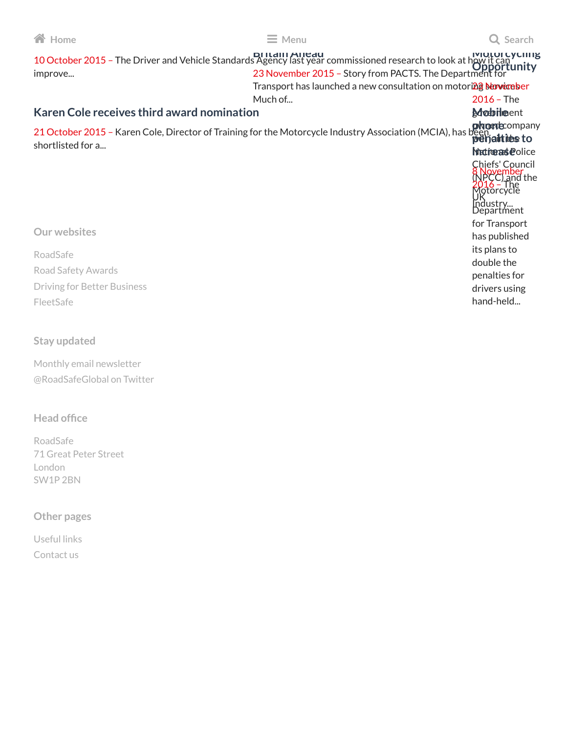Home Menu Search

10 October 2015 – The Driver and Vehicle Standards Agency last year commissioned research to look at how it can improve...

### Karen Cole receives third award nomination

21 October 2015 – Karen Cole, Director of Training for the Motorcycle Industry Association (MCIA), has been shortlisted for a...

### Britain Ahead

23 November 2015 – Story from PACTS. The Department for Transport has launched a new consultation on motoring services. Much of...

### Motorcycling Opportunity

23 November 2016 – The Government, police, insurance company partner, National Police Chiefs' Council (NPCC) and the Motorcycle Industry...

### Mobile phone penalties to increase

8 November 2016 – The UK Department for Transport has published its plans to double the penalties for drivers using hand-held...

### Our websites

RoadSafe
Road Safety Awards
Driving for Better Business
FleetSafe

### Stay updated

Monthly email newsletter
@RoadSafeGlobal on Twitter

### Head office

RoadSafe
71 Great Peter Street
London
SW1P 2BN

### Other pages

Useful links
Contact us